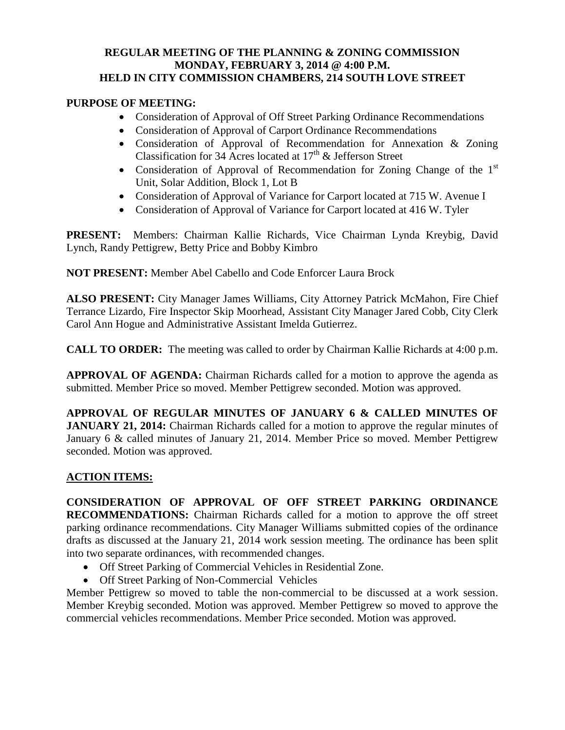**REGULAR MEETING OF THE PLANNING & ZONING COMMISSION**
**MONDAY, FEBRUARY 3, 2014 @ 4:00 P.M.**
**HELD IN CITY COMMISSION CHAMBERS, 214 SOUTH LOVE STREET**

**PURPOSE OF MEETING:**

- Consideration of Approval of Off Street Parking Ordinance Recommendations
- Consideration of Approval of Carport Ordinance Recommendations
- Consideration of Approval of Recommendation for Annexation & Zoning Classification for 34 Acres located at 17th & Jefferson Street
- Consideration of Approval of Recommendation for Zoning Change of the 1st Unit, Solar Addition, Block 1, Lot B
- Consideration of Approval of Variance for Carport located at 715 W. Avenue I
- Consideration of Approval of Variance for Carport located at 416 W. Tyler

**PRESENT:** Members: Chairman Kallie Richards, Vice Chairman Lynda Kreybig, David Lynch, Randy Pettigrew, Betty Price and Bobby Kimbro

**NOT PRESENT:** Member Abel Cabello and Code Enforcer Laura Brock

**ALSO PRESENT:** City Manager James Williams, City Attorney Patrick McMahon, Fire Chief Terrance Lizardo, Fire Inspector Skip Moorhead, Assistant City Manager Jared Cobb, City Clerk Carol Ann Hogue and Administrative Assistant Imelda Gutierrez.

**CALL TO ORDER:** The meeting was called to order by Chairman Kallie Richards at 4:00 p.m.

**APPROVAL OF AGENDA:** Chairman Richards called for a motion to approve the agenda as submitted. Member Price so moved. Member Pettigrew seconded. Motion was approved.

**APPROVAL OF REGULAR MINUTES OF JANUARY 6 & CALLED MINUTES OF JANUARY 21, 2014:** Chairman Richards called for a motion to approve the regular minutes of January 6 & called minutes of January 21, 2014. Member Price so moved. Member Pettigrew seconded. Motion was approved.

**ACTION ITEMS:**

**CONSIDERATION OF APPROVAL OF OFF STREET PARKING ORDINANCE RECOMMENDATIONS:** Chairman Richards called for a motion to approve the off street parking ordinance recommendations. City Manager Williams submitted copies of the ordinance drafts as discussed at the January 21, 2014 work session meeting. The ordinance has been split into two separate ordinances, with recommended changes.

- Off Street Parking of Commercial Vehicles in Residential Zone.
- Off Street Parking of Non-Commercial Vehicles

Member Pettigrew so moved to table the non-commercial to be discussed at a work session. Member Kreybig seconded. Motion was approved. Member Pettigrew so moved to approve the commercial vehicles recommendations. Member Price seconded. Motion was approved.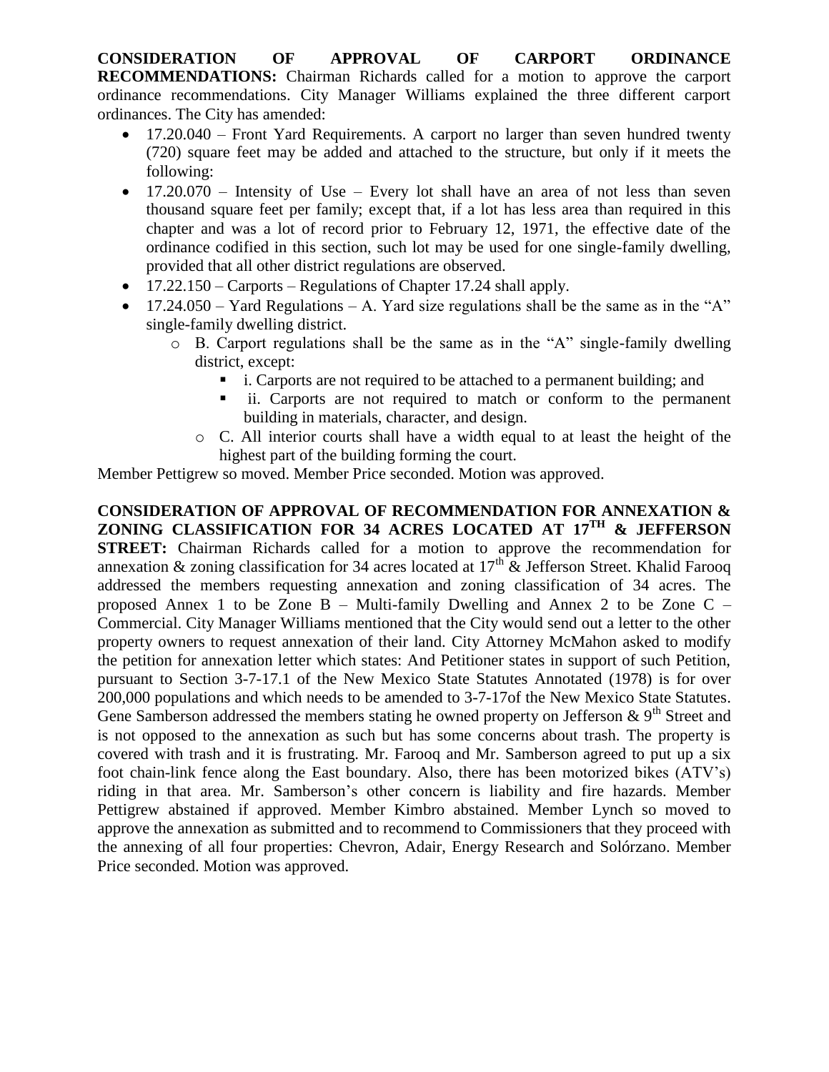**CONSIDERATION OF APPROVAL OF CARPORT ORDINANCE RECOMMENDATIONS:** Chairman Richards called for a motion to approve the carport ordinance recommendations. City Manager Williams explained the three different carport ordinances. The City has amended:

- 17.20.040 – Front Yard Requirements. A carport no larger than seven hundred twenty (720) square feet may be added and attached to the structure, but only if it meets the following:
- 17.20.070 – Intensity of Use – Every lot shall have an area of not less than seven thousand square feet per family; except that, if a lot has less area than required in this chapter and was a lot of record prior to February 12, 1971, the effective date of the ordinance codified in this section, such lot may be used for one single-family dwelling, provided that all other district regulations are observed.
- 17.22.150 – Carports – Regulations of Chapter 17.24 shall apply.
- 17.24.050 – Yard Regulations – A. Yard size regulations shall be the same as in the "A" single-family dwelling district.
  - B. Carport regulations shall be the same as in the "A" single-family dwelling district, except:
    - i. Carports are not required to be attached to a permanent building; and
    - ii. Carports are not required to match or conform to the permanent building in materials, character, and design.
  - C. All interior courts shall have a width equal to at least the height of the highest part of the building forming the court.

Member Pettigrew so moved. Member Price seconded. Motion was approved.

**CONSIDERATION OF APPROVAL OF RECOMMENDATION FOR ANNEXATION & ZONING CLASSIFICATION FOR 34 ACRES LOCATED AT 17TH & JEFFERSON STREET:** Chairman Richards called for a motion to approve the recommendation for annexation & zoning classification for 34 acres located at 17th & Jefferson Street. Khalid Farooq addressed the members requesting annexation and zoning classification of 34 acres. The proposed Annex 1 to be Zone B – Multi-family Dwelling and Annex 2 to be Zone C – Commercial. City Manager Williams mentioned that the City would send out a letter to the other property owners to request annexation of their land. City Attorney McMahon asked to modify the petition for annexation letter which states: And Petitioner states in support of such Petition, pursuant to Section 3-7-17.1 of the New Mexico State Statutes Annotated (1978) is for over 200,000 populations and which needs to be amended to 3-7-17of the New Mexico State Statutes. Gene Samberson addressed the members stating he owned property on Jefferson & 9th Street and is not opposed to the annexation as such but has some concerns about trash. The property is covered with trash and it is frustrating. Mr. Farooq and Mr. Samberson agreed to put up a six foot chain-link fence along the East boundary. Also, there has been motorized bikes (ATV's) riding in that area. Mr. Samberson's other concern is liability and fire hazards. Member Pettigrew abstained if approved. Member Kimbro abstained. Member Lynch so moved to approve the annexation as submitted and to recommend to Commissioners that they proceed with the annexing of all four properties: Chevron, Adair, Energy Research and Solórzano. Member Price seconded. Motion was approved.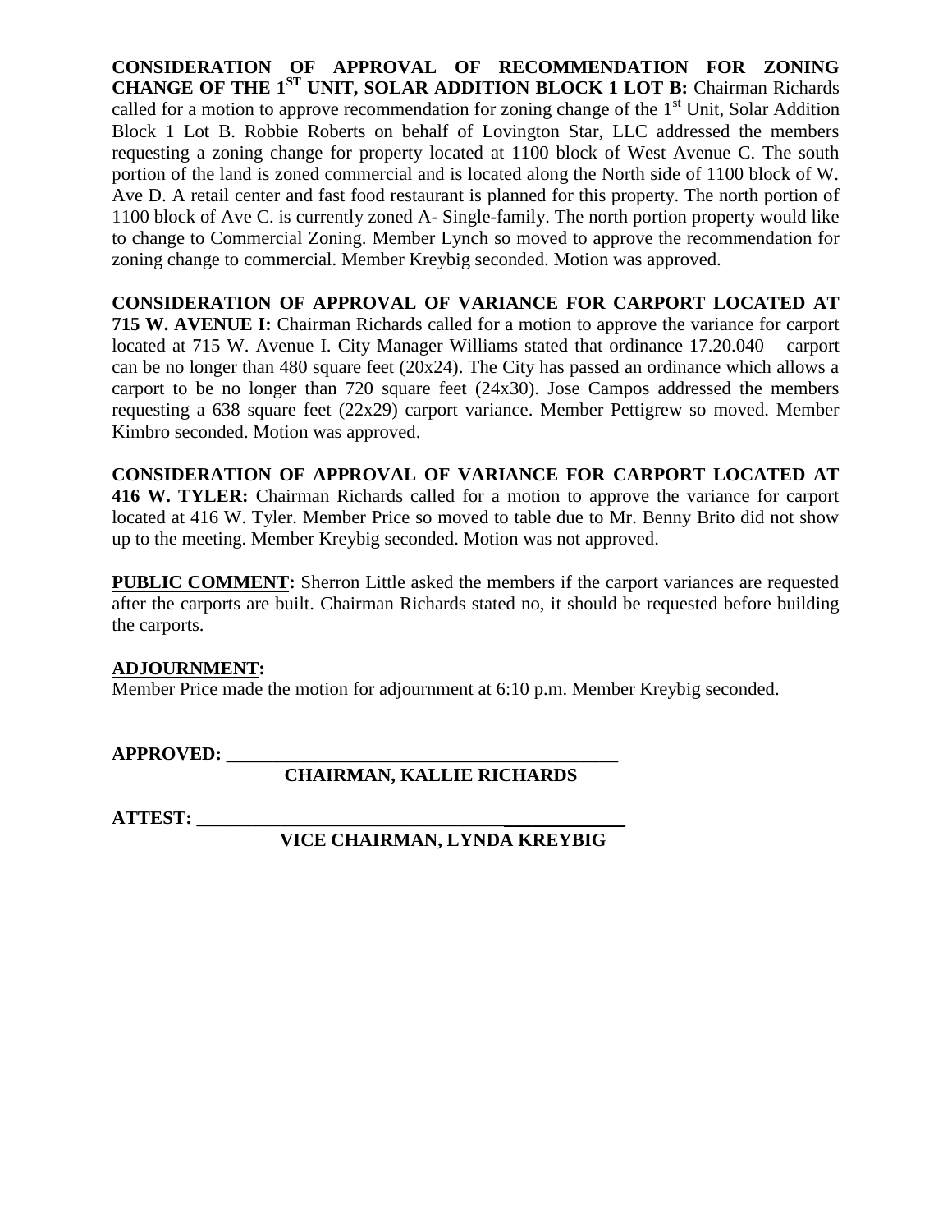**CONSIDERATION OF APPROVAL OF RECOMMENDATION FOR ZONING CHANGE OF THE 1[ST] UNIT, SOLAR ADDITION BLOCK 1 LOT B:** Chairman Richards called for a motion to approve recommendation for zoning change of the 1[st] Unit, Solar Addition Block 1 Lot B. Robbie Roberts on behalf of Lovington Star, LLC addressed the members requesting a zoning change for property located at 1100 block of West Avenue C. The south portion of the land is zoned commercial and is located along the North side of 1100 block of W. Ave D. A retail center and fast food restaurant is planned for this property. The north portion of 1100 block of Ave C. is currently zoned A- Single-family. The north portion property would like to change to Commercial Zoning. Member Lynch so moved to approve the recommendation for zoning change to commercial. Member Kreybig seconded. Motion was approved.

**CONSIDERATION OF APPROVAL OF VARIANCE FOR CARPORT LOCATED AT 715 W. AVENUE I:** Chairman Richards called for a motion to approve the variance for carport located at 715 W. Avenue I. City Manager Williams stated that ordinance 17.20.040 – carport can be no longer than 480 square feet (20x24). The City has passed an ordinance which allows a carport to be no longer than 720 square feet (24x30). Jose Campos addressed the members requesting a 638 square feet (22x29) carport variance. Member Pettigrew so moved. Member Kimbro seconded. Motion was approved.

**CONSIDERATION OF APPROVAL OF VARIANCE FOR CARPORT LOCATED AT 416 W. TYLER:** Chairman Richards called for a motion to approve the variance for carport located at 416 W. Tyler. Member Price so moved to table due to Mr. Benny Brito did not show up to the meeting. Member Kreybig seconded. Motion was not approved.

**PUBLIC COMMENT:** Sherron Little asked the members if the carport variances are requested after the carports are built. Chairman Richards stated no, it should be requested before building the carports.

**ADJOURNMENT:**

Member Price made the motion for adjournment at 6:10 p.m. Member Kreybig seconded.

**APPROVED: ___________________________________________**

**CHAIRMAN, KALLIE RICHARDS**

**ATTEST: _____________________________________________**

**VICE CHAIRMAN, LYNDA KREYBIG**